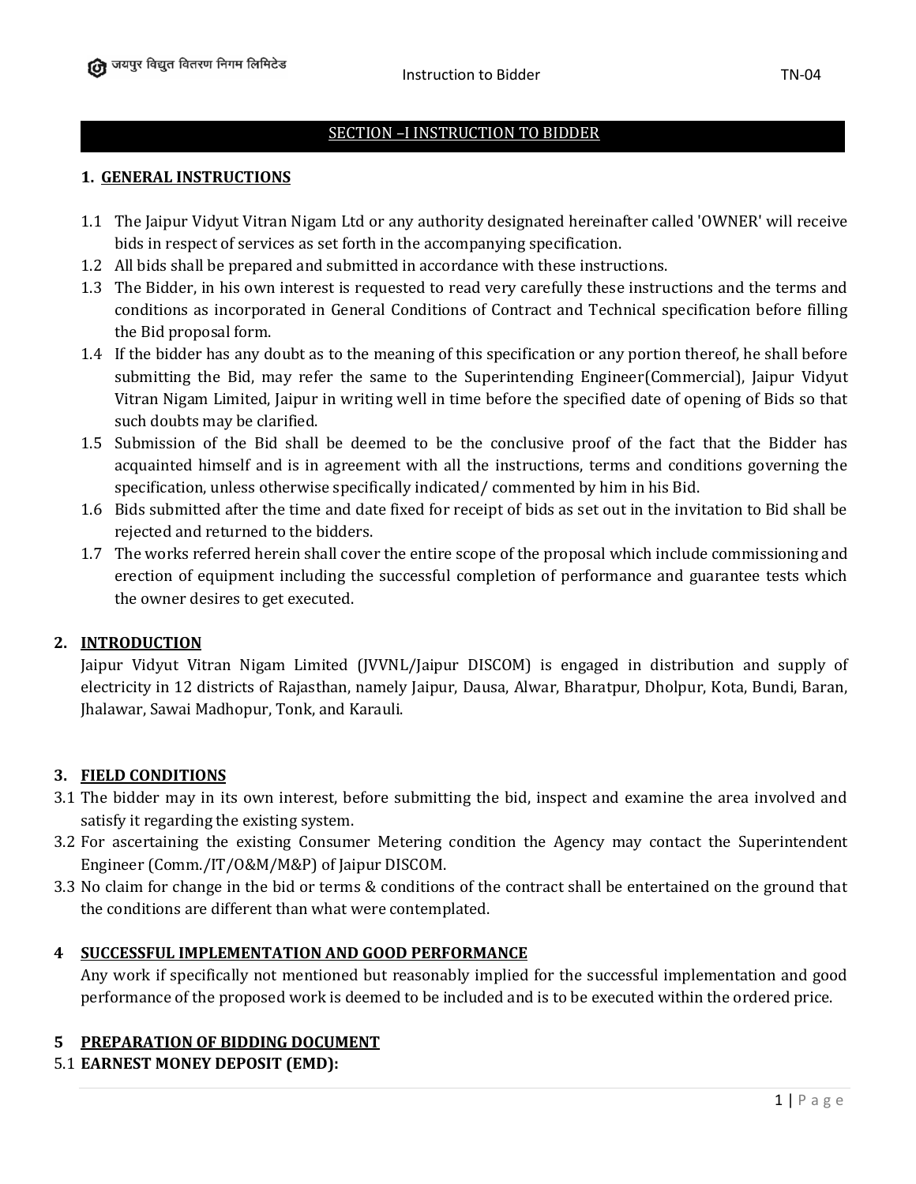# SECTION –I INSTRUCTION TO BIDDER

## 1. GENERAL INSTRUCTIONS

1.1 The Jaipur Vidyut Vitran Nigam Ltd or any authority designated hereinafter called 'OWNER' will receive bids in respect of services as set forth in the accompanying specification.

1.2 All bids shall be prepared and submitted in accordance with these instructions.

1.3 The Bidder, in his own interest is requested to read very carefully these instructions and the terms and conditions as incorporated in General Conditions of Contract and Technical specification before filling the Bid proposal form.

1.4 If the bidder has any doubt as to the meaning of this specification or any portion thereof, he shall before submitting the Bid, may refer the same to the Superintending Engineer(Commercial), Jaipur Vidyut Vitran Nigam Limited, Jaipur in writing well in time before the specified date of opening of Bids so that such doubts may be clarified.

1.5 Submission of the Bid shall be deemed to be the conclusive proof of the fact that the Bidder has acquainted himself and is in agreement with all the instructions, terms and conditions governing the specification, unless otherwise specifically indicated/ commented by him in his Bid.

1.6 Bids submitted after the time and date fixed for receipt of bids as set out in the invitation to Bid shall be rejected and returned to the bidders.

1.7 The works referred herein shall cover the entire scope of the proposal which include commissioning and erection of equipment including the successful completion of performance and guarantee tests which the owner desires to get executed.

## 2. INTRODUCTION

Jaipur Vidyut Vitran Nigam Limited (JVVNL/Jaipur DISCOM) is engaged in distribution and supply of electricity in 12 districts of Rajasthan, namely Jaipur, Dausa, Alwar, Bharatpur, Dholpur, Kota, Bundi, Baran, Jhalawar, Sawai Madhopur, Tonk, and Karauli.

## 3. FIELD CONDITIONS

3.1 The bidder may in its own interest, before submitting the bid, inspect and examine the area involved and satisfy it regarding the existing system.

3.2 For ascertaining the existing Consumer Metering condition the Agency may contact the Superintendent Engineer (Comm./IT/O&M/M&P) of Jaipur DISCOM.

3.3 No claim for change in the bid or terms & conditions of the contract shall be entertained on the ground that the conditions are different than what were contemplated.

## 4 SUCCESSFUL IMPLEMENTATION AND GOOD PERFORMANCE

Any work if specifically not mentioned but reasonably implied for the successful implementation and good performance of the proposed work is deemed to be included and is to be executed within the ordered price.

## 5 PREPARATION OF BIDDING DOCUMENT

### 5.1 EARNEST MONEY DEPOSIT (EMD):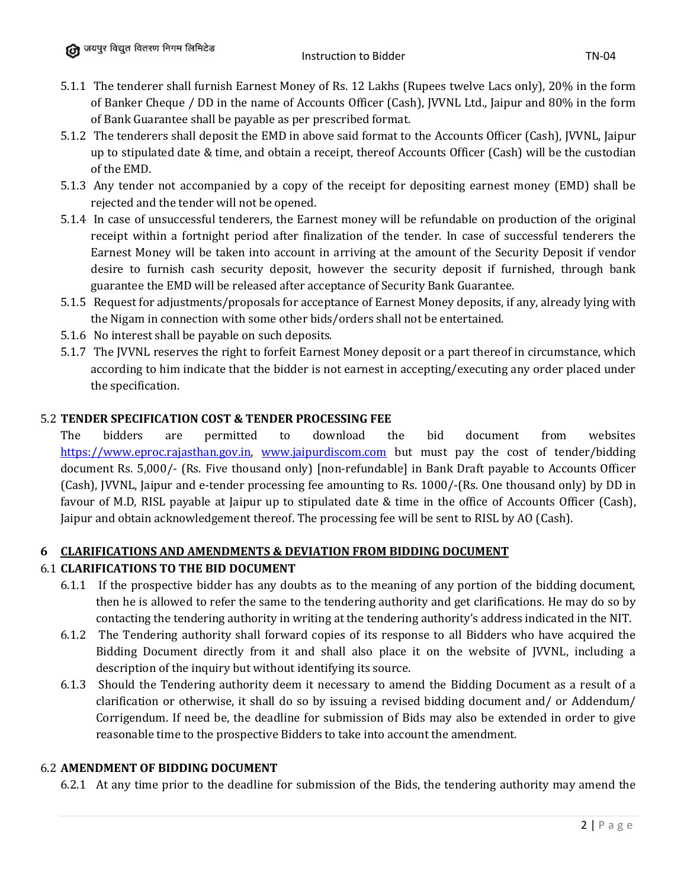5.1.1 The tenderer shall furnish Earnest Money of Rs. 12 Lakhs (Rupees twelve Lacs only), 20% in the form of Banker Cheque / DD in the name of Accounts Officer (Cash), JVVNL Ltd., Jaipur and 80% in the form of Bank Guarantee shall be payable as per prescribed format.

5.1.2 The tenderers shall deposit the EMD in above said format to the Accounts Officer (Cash), JVVNL, Jaipur up to stipulated date & time, and obtain a receipt, thereof Accounts Officer (Cash) will be the custodian of the EMD.

5.1.3 Any tender not accompanied by a copy of the receipt for depositing earnest money (EMD) shall be rejected and the tender will not be opened.

5.1.4 In case of unsuccessful tenderers, the Earnest money will be refundable on production of the original receipt within a fortnight period after finalization of the tender. In case of successful tenderers the Earnest Money will be taken into account in arriving at the amount of the Security Deposit if vendor desire to furnish cash security deposit, however the security deposit if furnished, through bank guarantee the EMD will be released after acceptance of Security Bank Guarantee.

5.1.5 Request for adjustments/proposals for acceptance of Earnest Money deposits, if any, already lying with the Nigam in connection with some other bids/orders shall not be entertained.

5.1.6 No interest shall be payable on such deposits.

5.1.7 The JVVNL reserves the right to forfeit Earnest Money deposit or a part thereof in circumstance, which according to him indicate that the bidder is not earnest in accepting/executing any order placed under the specification.

### 5.2 TENDER SPECIFICATION COST & TENDER PROCESSING FEE

The bidders are permitted to download the bid document from websites https://www.eproc.rajasthan.gov.in, www.jaipurdiscom.com but must pay the cost of tender/bidding document Rs. 5,000/- (Rs. Five thousand only) [non-refundable] in Bank Draft payable to Accounts Officer (Cash), JVVNL, Jaipur and e-tender processing fee amounting to Rs. 1000/-(Rs. One thousand only) by DD in favour of M.D, RISL payable at Jaipur up to stipulated date & time in the office of Accounts Officer (Cash), Jaipur and obtain acknowledgement thereof. The processing fee will be sent to RISL by AO (Cash).

## 6 CLARIFICATIONS AND AMENDMENTS & DEVIATION FROM BIDDING DOCUMENT

### 6.1 CLARIFICATIONS TO THE BID DOCUMENT

6.1.1 If the prospective bidder has any doubts as to the meaning of any portion of the bidding document, then he is allowed to refer the same to the tendering authority and get clarifications. He may do so by contacting the tendering authority in writing at the tendering authority's address indicated in the NIT.

6.1.2 The Tendering authority shall forward copies of its response to all Bidders who have acquired the Bidding Document directly from it and shall also place it on the website of JVVNL, including a description of the inquiry but without identifying its source.

6.1.3 Should the Tendering authority deem it necessary to amend the Bidding Document as a result of a clarification or otherwise, it shall do so by issuing a revised bidding document and/ or Addendum/ Corrigendum. If need be, the deadline for submission of Bids may also be extended in order to give reasonable time to the prospective Bidders to take into account the amendment.

### 6.2 AMENDMENT OF BIDDING DOCUMENT

6.2.1 At any time prior to the deadline for submission of the Bids, the tendering authority may amend the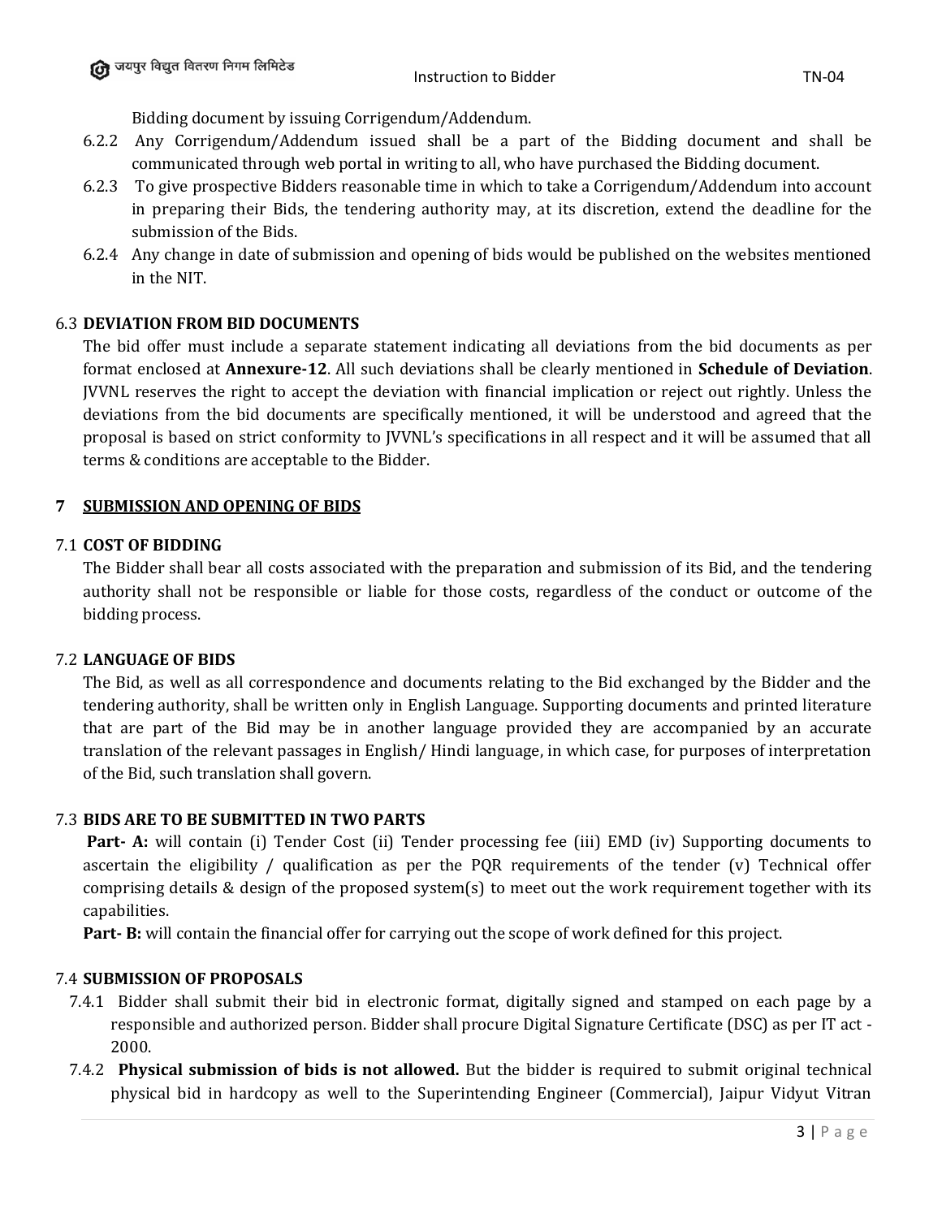Bidding document by issuing Corrigendum/Addendum.

6.2.2 Any Corrigendum/Addendum issued shall be a part of the Bidding document and shall be communicated through web portal in writing to all, who have purchased the Bidding document.

6.2.3 To give prospective Bidders reasonable time in which to take a Corrigendum/Addendum into account in preparing their Bids, the tendering authority may, at its discretion, extend the deadline for the submission of the Bids.

6.2.4 Any change in date of submission and opening of bids would be published on the websites mentioned in the NIT.

### 6.3 DEVIATION FROM BID DOCUMENTS

The bid offer must include a separate statement indicating all deviations from the bid documents as per format enclosed at **Annexure-12**. All such deviations shall be clearly mentioned in **Schedule of Deviation**. JVVNL reserves the right to accept the deviation with financial implication or reject out rightly. Unless the deviations from the bid documents are specifically mentioned, it will be understood and agreed that the proposal is based on strict conformity to JVVNL's specifications in all respect and it will be assumed that all terms & conditions are acceptable to the Bidder.

## 7 SUBMISSION AND OPENING OF BIDS

### 7.1 COST OF BIDDING

The Bidder shall bear all costs associated with the preparation and submission of its Bid, and the tendering authority shall not be responsible or liable for those costs, regardless of the conduct or outcome of the bidding process.

### 7.2 LANGUAGE OF BIDS

The Bid, as well as all correspondence and documents relating to the Bid exchanged by the Bidder and the tendering authority, shall be written only in English Language. Supporting documents and printed literature that are part of the Bid may be in another language provided they are accompanied by an accurate translation of the relevant passages in English/ Hindi language, in which case, for purposes of interpretation of the Bid, such translation shall govern.

### 7.3 BIDS ARE TO BE SUBMITTED IN TWO PARTS

**Part- A:** will contain (i) Tender Cost (ii) Tender processing fee (iii) EMD (iv) Supporting documents to ascertain the eligibility / qualification as per the PQR requirements of the tender (v) Technical offer comprising details & design of the proposed system(s) to meet out the work requirement together with its capabilities.

**Part- B:** will contain the financial offer for carrying out the scope of work defined for this project.

### 7.4 SUBMISSION OF PROPOSALS

7.4.1 Bidder shall submit their bid in electronic format, digitally signed and stamped on each page by a responsible and authorized person. Bidder shall procure Digital Signature Certificate (DSC) as per IT act - 2000.

7.4.2 **Physical submission of bids is not allowed.** But the bidder is required to submit original technical physical bid in hardcopy as well to the Superintending Engineer (Commercial), Jaipur Vidyut Vitran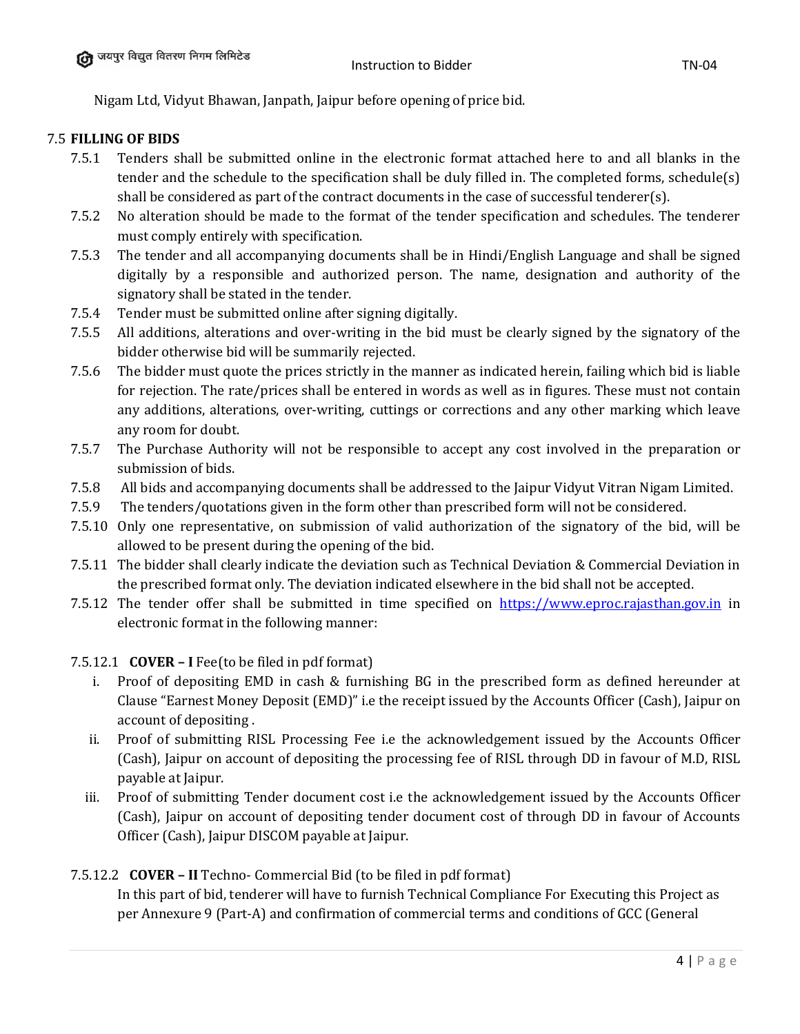Nigam Ltd, Vidyut Bhawan, Janpath, Jaipur before opening of price bid.

7.5 **FILLING OF BIDS**

7.5.1 Tenders shall be submitted online in the electronic format attached here to and all blanks in the tender and the schedule to the specification shall be duly filled in. The completed forms, schedule(s) shall be considered as part of the contract documents in the case of successful tenderer(s).

7.5.2 No alteration should be made to the format of the tender specification and schedules. The tenderer must comply entirely with specification.

7.5.3 The tender and all accompanying documents shall be in Hindi/English Language and shall be signed digitally by a responsible and authorized person. The name, designation and authority of the signatory shall be stated in the tender.

7.5.4 Tender must be submitted online after signing digitally.

7.5.5 All additions, alterations and over-writing in the bid must be clearly signed by the signatory of the bidder otherwise bid will be summarily rejected.

7.5.6 The bidder must quote the prices strictly in the manner as indicated herein, failing which bid is liable for rejection. The rate/prices shall be entered in words as well as in figures. These must not contain any additions, alterations, over-writing, cuttings or corrections and any other marking which leave any room for doubt.

7.5.7 The Purchase Authority will not be responsible to accept any cost involved in the preparation or submission of bids.

7.5.8 All bids and accompanying documents shall be addressed to the Jaipur Vidyut Vitran Nigam Limited.

7.5.9 The tenders/quotations given in the form other than prescribed form will not be considered.

7.5.10 Only one representative, on submission of valid authorization of the signatory of the bid, will be allowed to be present during the opening of the bid.

7.5.11 The bidder shall clearly indicate the deviation such as Technical Deviation & Commercial Deviation in the prescribed format only. The deviation indicated elsewhere in the bid shall not be accepted.

7.5.12 The tender offer shall be submitted in time specified on [https://www.eproc.rajasthan.gov.in](https://www.eproc.rajasthan.gov.in) in electronic format in the following manner:

7.5.12.1 **COVER – I** Fee(to be filed in pdf format)

i. Proof of depositing EMD in cash & furnishing BG in the prescribed form as defined hereunder at Clause "Earnest Money Deposit (EMD)" i.e the receipt issued by the Accounts Officer (Cash), Jaipur on account of depositing .

ii. Proof of submitting RISL Processing Fee i.e the acknowledgement issued by the Accounts Officer (Cash), Jaipur on account of depositing the processing fee of RISL through DD in favour of M.D, RISL payable at Jaipur.

iii. Proof of submitting Tender document cost i.e the acknowledgement issued by the Accounts Officer (Cash), Jaipur on account of depositing tender document cost of through DD in favour of Accounts Officer (Cash), Jaipur DISCOM payable at Jaipur.

7.5.12.2 **COVER – II** Techno- Commercial Bid (to be filed in pdf format)

In this part of bid, tenderer will have to furnish Technical Compliance For Executing this Project as per Annexure 9 (Part-A) and confirmation of commercial terms and conditions of GCC (General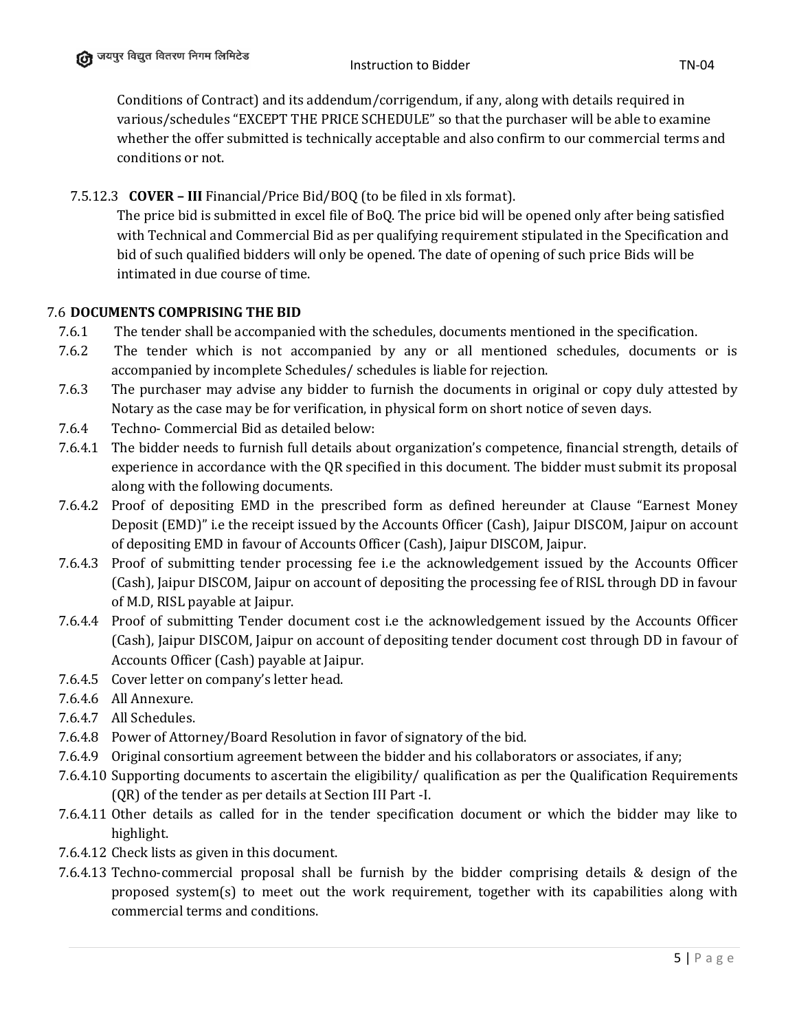Conditions of Contract) and its addendum/corrigendum, if any, along with details required in various/schedules "EXCEPT THE PRICE SCHEDULE" so that the purchaser will be able to examine whether the offer submitted is technically acceptable and also confirm to our commercial terms and conditions or not.

7.5.12.3 **COVER – III** Financial/Price Bid/BOQ (to be filed in xls format).

The price bid is submitted in excel file of BoQ. The price bid will be opened only after being satisfied with Technical and Commercial Bid as per qualifying requirement stipulated in the Specification and bid of such qualified bidders will only be opened. The date of opening of such price Bids will be intimated in due course of time.

### 7.6 DOCUMENTS COMPRISING THE BID

7.6.1 The tender shall be accompanied with the schedules, documents mentioned in the specification.

7.6.2 The tender which is not accompanied by any or all mentioned schedules, documents or is accompanied by incomplete Schedules/ schedules is liable for rejection.

7.6.3 The purchaser may advise any bidder to furnish the documents in original or copy duly attested by Notary as the case may be for verification, in physical form on short notice of seven days.

7.6.4 Techno- Commercial Bid as detailed below:

7.6.4.1 The bidder needs to furnish full details about organization's competence, financial strength, details of experience in accordance with the QR specified in this document. The bidder must submit its proposal along with the following documents.

7.6.4.2 Proof of depositing EMD in the prescribed form as defined hereunder at Clause "Earnest Money Deposit (EMD)" i.e the receipt issued by the Accounts Officer (Cash), Jaipur DISCOM, Jaipur on account of depositing EMD in favour of Accounts Officer (Cash), Jaipur DISCOM, Jaipur.

7.6.4.3 Proof of submitting tender processing fee i.e the acknowledgement issued by the Accounts Officer (Cash), Jaipur DISCOM, Jaipur on account of depositing the processing fee of RISL through DD in favour of M.D, RISL payable at Jaipur.

7.6.4.4 Proof of submitting Tender document cost i.e the acknowledgement issued by the Accounts Officer (Cash), Jaipur DISCOM, Jaipur on account of depositing tender document cost through DD in favour of Accounts Officer (Cash) payable at Jaipur.

7.6.4.5 Cover letter on company's letter head.

7.6.4.6 All Annexure.

7.6.4.7 All Schedules.

7.6.4.8 Power of Attorney/Board Resolution in favor of signatory of the bid.

7.6.4.9 Original consortium agreement between the bidder and his collaborators or associates, if any;

7.6.4.10 Supporting documents to ascertain the eligibility/ qualification as per the Qualification Requirements (QR) of the tender as per details at Section III Part -I.

7.6.4.11 Other details as called for in the tender specification document or which the bidder may like to highlight.

7.6.4.12 Check lists as given in this document.

7.6.4.13 Techno-commercial proposal shall be furnish by the bidder comprising details & design of the proposed system(s) to meet out the work requirement, together with its capabilities along with commercial terms and conditions.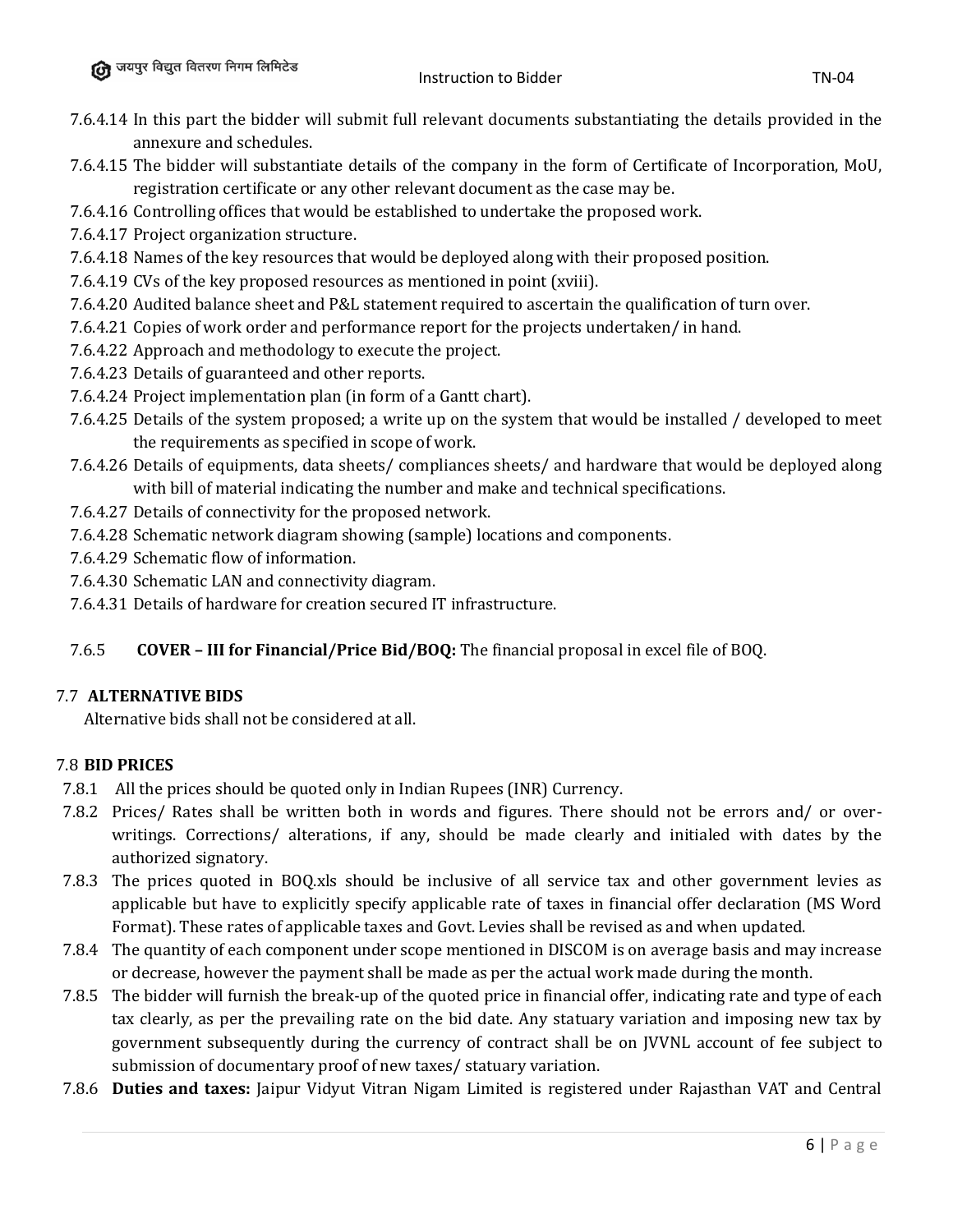7.6.4.14 In this part the bidder will submit full relevant documents substantiating the details provided in the annexure and schedules.

7.6.4.15 The bidder will substantiate details of the company in the form of Certificate of Incorporation, MoU, registration certificate or any other relevant document as the case may be.

7.6.4.16 Controlling offices that would be established to undertake the proposed work.

7.6.4.17 Project organization structure.

7.6.4.18 Names of the key resources that would be deployed along with their proposed position.

7.6.4.19 CVs of the key proposed resources as mentioned in point (xviii).

7.6.4.20 Audited balance sheet and P&L statement required to ascertain the qualification of turn over.

7.6.4.21 Copies of work order and performance report for the projects undertaken/ in hand.

7.6.4.22 Approach and methodology to execute the project.

7.6.4.23 Details of guaranteed and other reports.

7.6.4.24 Project implementation plan (in form of a Gantt chart).

7.6.4.25 Details of the system proposed; a write up on the system that would be installed / developed to meet the requirements as specified in scope of work.

7.6.4.26 Details of equipments, data sheets/ compliances sheets/ and hardware that would be deployed along with bill of material indicating the number and make and technical specifications.

7.6.4.27 Details of connectivity for the proposed network.

7.6.4.28 Schematic network diagram showing (sample) locations and components.

7.6.4.29 Schematic flow of information.

7.6.4.30 Schematic LAN and connectivity diagram.

7.6.4.31 Details of hardware for creation secured IT infrastructure.

7.6.5 **COVER – III for Financial/Price Bid/BOQ:** The financial proposal in excel file of BOQ.

## 7.7 ALTERNATIVE BIDS

Alternative bids shall not be considered at all.

## 7.8 BID PRICES

7.8.1 All the prices should be quoted only in Indian Rupees (INR) Currency.

7.8.2 Prices/ Rates shall be written both in words and figures. There should not be errors and/ or over-writings. Corrections/ alterations, if any, should be made clearly and initialed with dates by the authorized signatory.

7.8.3 The prices quoted in BOQ.xls should be inclusive of all service tax and other government levies as applicable but have to explicitly specify applicable rate of taxes in financial offer declaration (MS Word Format). These rates of applicable taxes and Govt. Levies shall be revised as and when updated.

7.8.4 The quantity of each component under scope mentioned in DISCOM is on average basis and may increase or decrease, however the payment shall be made as per the actual work made during the month.

7.8.5 The bidder will furnish the break-up of the quoted price in financial offer, indicating rate and type of each tax clearly, as per the prevailing rate on the bid date. Any statuary variation and imposing new tax by government subsequently during the currency of contract shall be on JVVNL account of fee subject to submission of documentary proof of new taxes/ statuary variation.

7.8.6 **Duties and taxes:** Jaipur Vidyut Vitran Nigam Limited is registered under Rajasthan VAT and Central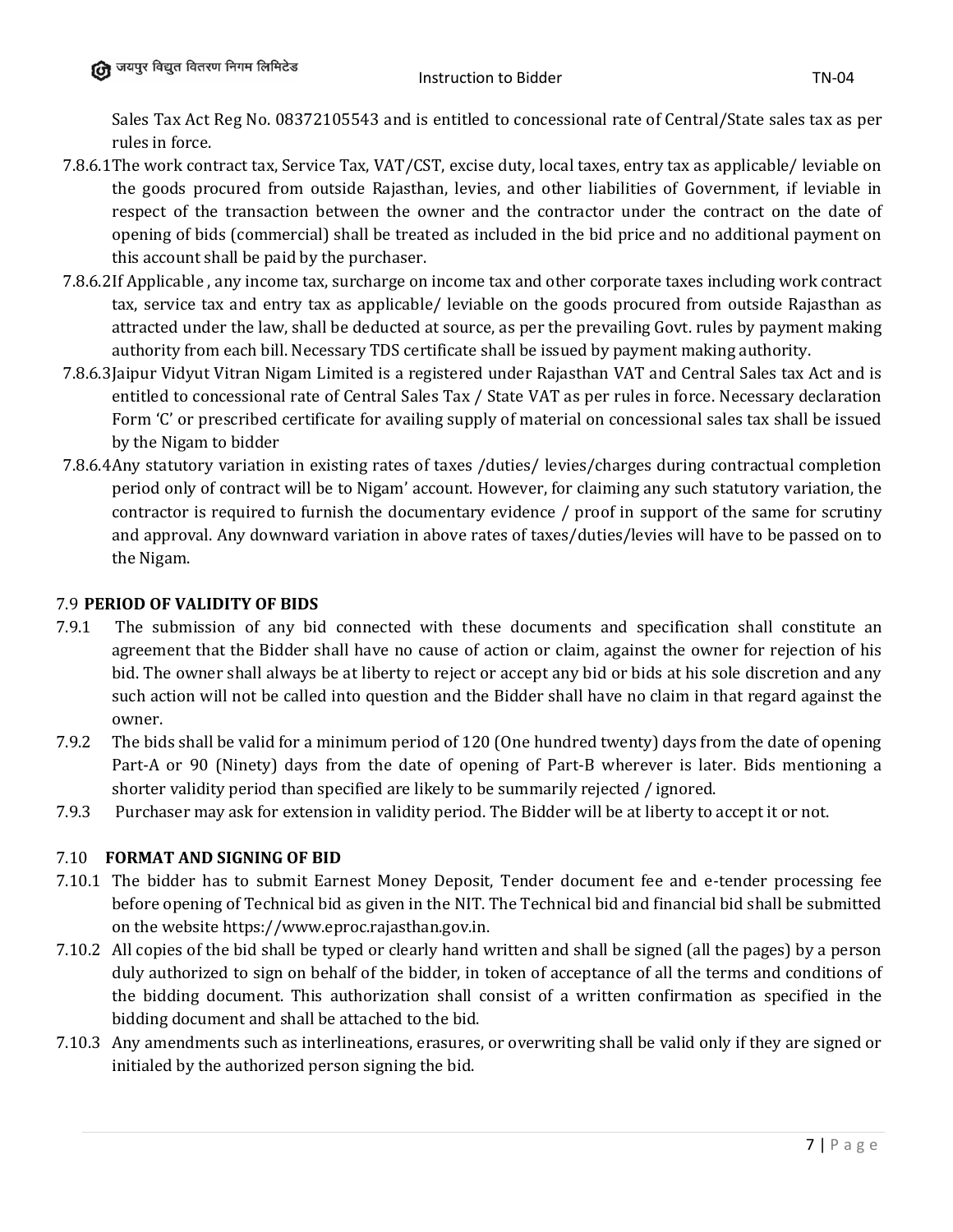Sales Tax Act Reg No. 08372105543 and is entitled to concessional rate of Central/State sales tax as per rules in force.

7.8.6.1 The work contract tax, Service Tax, VAT/CST, excise duty, local taxes, entry tax as applicable/ leviable on the goods procured from outside Rajasthan, levies, and other liabilities of Government, if leviable in respect of the transaction between the owner and the contractor under the contract on the date of opening of bids (commercial) shall be treated as included in the bid price and no additional payment on this account shall be paid by the purchaser.

7.8.6.2 If Applicable , any income tax, surcharge on income tax and other corporate taxes including work contract tax, service tax and entry tax as applicable/ leviable on the goods procured from outside Rajasthan as attracted under the law, shall be deducted at source, as per the prevailing Govt. rules by payment making authority from each bill. Necessary TDS certificate shall be issued by payment making authority.

7.8.6.3 Jaipur Vidyut Vitran Nigam Limited is a registered under Rajasthan VAT and Central Sales tax Act and is entitled to concessional rate of Central Sales Tax / State VAT as per rules in force. Necessary declaration Form 'C' or prescribed certificate for availing supply of material on concessional sales tax shall be issued by the Nigam to bidder

7.8.6.4 Any statutory variation in existing rates of taxes /duties/ levies/charges during contractual completion period only of contract will be to Nigam' account. However, for claiming any such statutory variation, the contractor is required to furnish the documentary evidence / proof in support of the same for scrutiny and approval. Any downward variation in above rates of taxes/duties/levies will have to be passed on to the Nigam.

## 7.9 PERIOD OF VALIDITY OF BIDS

7.9.1 The submission of any bid connected with these documents and specification shall constitute an agreement that the Bidder shall have no cause of action or claim, against the owner for rejection of his bid. The owner shall always be at liberty to reject or accept any bid or bids at his sole discretion and any such action will not be called into question and the Bidder shall have no claim in that regard against the owner.

7.9.2 The bids shall be valid for a minimum period of 120 (One hundred twenty) days from the date of opening Part-A or 90 (Ninety) days from the date of opening of Part-B wherever is later. Bids mentioning a shorter validity period than specified are likely to be summarily rejected / ignored.

7.9.3 Purchaser may ask for extension in validity period. The Bidder will be at liberty to accept it or not.

## 7.10 FORMAT AND SIGNING OF BID

7.10.1 The bidder has to submit Earnest Money Deposit, Tender document fee and e-tender processing fee before opening of Technical bid as given in the NIT. The Technical bid and financial bid shall be submitted on the website https://www.eproc.rajasthan.gov.in.

7.10.2 All copies of the bid shall be typed or clearly hand written and shall be signed (all the pages) by a person duly authorized to sign on behalf of the bidder, in token of acceptance of all the terms and conditions of the bidding document. This authorization shall consist of a written confirmation as specified in the bidding document and shall be attached to the bid.

7.10.3 Any amendments such as interlineations, erasures, or overwriting shall be valid only if they are signed or initialed by the authorized person signing the bid.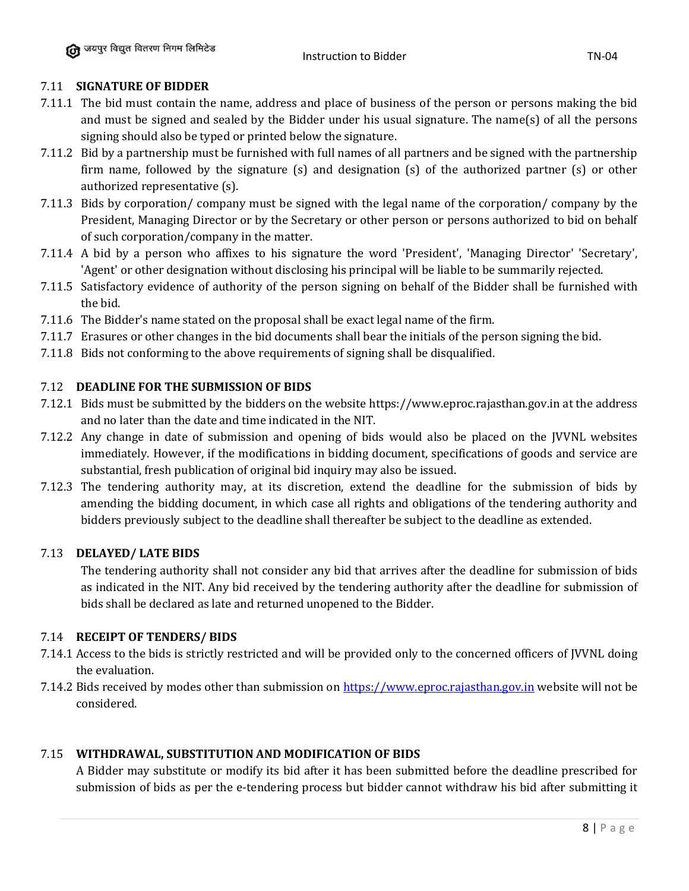### 7.11 SIGNATURE OF BIDDER

7.11.1 The bid must contain the name, address and place of business of the person or persons making the bid and must be signed and sealed by the Bidder under his usual signature. The name(s) of all the persons signing should also be typed or printed below the signature.

7.11.2 Bid by a partnership must be furnished with full names of all partners and be signed with the partnership firm name, followed by the signature (s) and designation (s) of the authorized partner (s) or other authorized representative (s).

7.11.3 Bids by corporation/ company must be signed with the legal name of the corporation/ company by the President, Managing Director or by the Secretary or other person or persons authorized to bid on behalf of such corporation/company in the matter.

7.11.4 A bid by a person who affixes to his signature the word 'President', 'Managing Director' 'Secretary', 'Agent' or other designation without disclosing his principal will be liable to be summarily rejected.

7.11.5 Satisfactory evidence of authority of the person signing on behalf of the Bidder shall be furnished with the bid.

7.11.6 The Bidder's name stated on the proposal shall be exact legal name of the firm.

7.11.7 Erasures or other changes in the bid documents shall bear the initials of the person signing the bid.

7.11.8 Bids not conforming to the above requirements of signing shall be disqualified.

### 7.12 DEADLINE FOR THE SUBMISSION OF BIDS

7.12.1 Bids must be submitted by the bidders on the website https://www.eproc.rajasthan.gov.in at the address and no later than the date and time indicated in the NIT.

7.12.2 Any change in date of submission and opening of bids would also be placed on the JVVNL websites immediately. However, if the modifications in bidding document, specifications of goods and service are substantial, fresh publication of original bid inquiry may also be issued.

7.12.3 The tendering authority may, at its discretion, extend the deadline for the submission of bids by amending the bidding document, in which case all rights and obligations of the tendering authority and bidders previously subject to the deadline shall thereafter be subject to the deadline as extended.

### 7.13 DELAYED/ LATE BIDS

The tendering authority shall not consider any bid that arrives after the deadline for submission of bids as indicated in the NIT. Any bid received by the tendering authority after the deadline for submission of bids shall be declared as late and returned unopened to the Bidder.

### 7.14 RECEIPT OF TENDERS/ BIDS

7.14.1 Access to the bids is strictly restricted and will be provided only to the concerned officers of JVVNL doing the evaluation.

7.14.2 Bids received by modes other than submission on [https://www.eproc.rajasthan.gov.in](https://www.eproc.rajasthan.gov.in) website will not be considered.

### 7.15 WITHDRAWAL, SUBSTITUTION AND MODIFICATION OF BIDS

A Bidder may substitute or modify its bid after it has been submitted before the deadline prescribed for submission of bids as per the e-tendering process but bidder cannot withdraw his bid after submitting it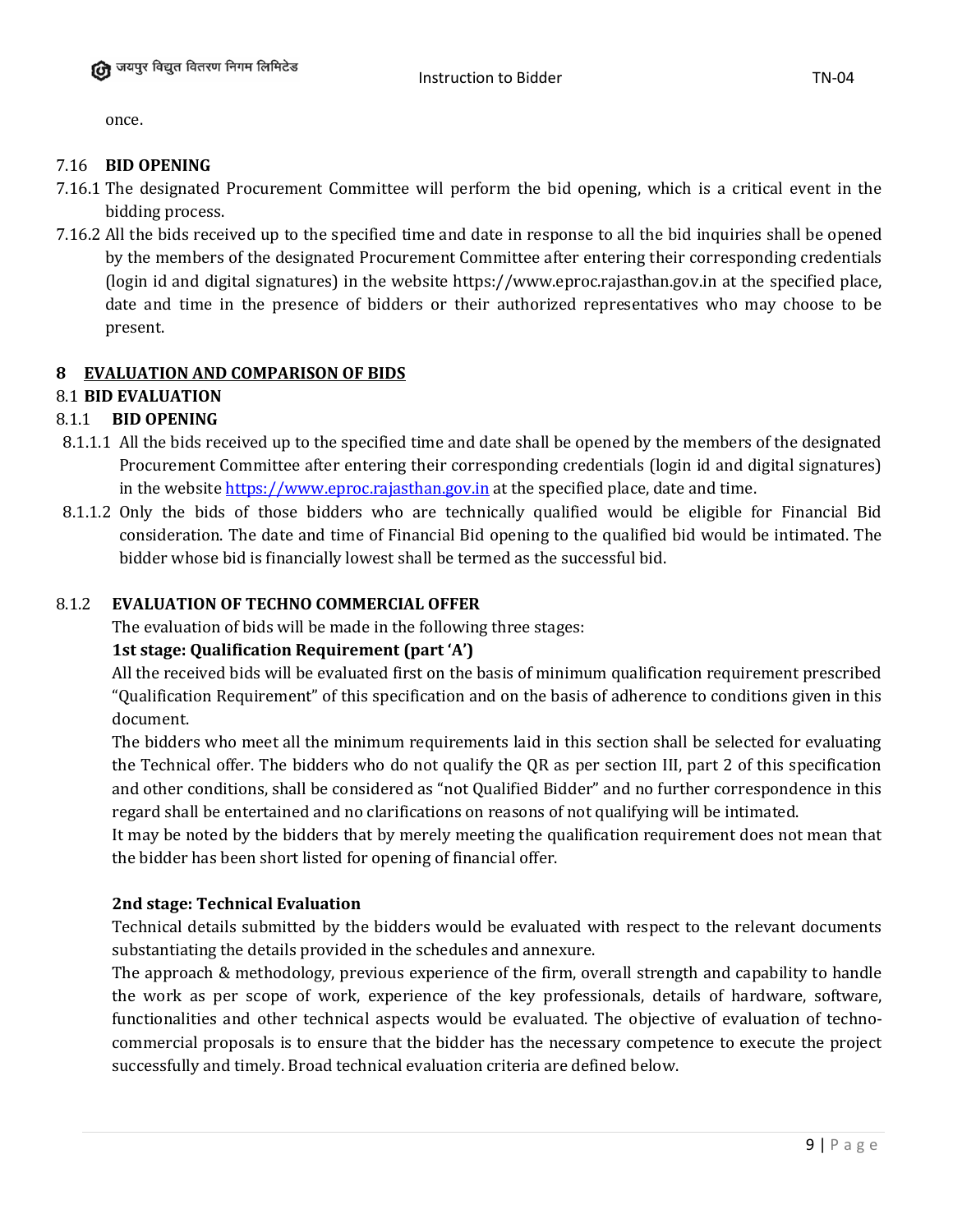once.

### 7.16 BID OPENING

7.16.1 The designated Procurement Committee will perform the bid opening, which is a critical event in the bidding process.

7.16.2 All the bids received up to the specified time and date in response to all the bid inquiries shall be opened by the members of the designated Procurement Committee after entering their corresponding credentials (login id and digital signatures) in the website https://www.eproc.rajasthan.gov.in at the specified place, date and time in the presence of bidders or their authorized representatives who may choose to be present.

## 8 EVALUATION AND COMPARISON OF BIDS

### 8.1 BID EVALUATION

#### 8.1.1 BID OPENING

8.1.1.1 All the bids received up to the specified time and date shall be opened by the members of the designated Procurement Committee after entering their corresponding credentials (login id and digital signatures) in the website https://www.eproc.rajasthan.gov.in at the specified place, date and time.

8.1.1.2 Only the bids of those bidders who are technically qualified would be eligible for Financial Bid consideration. The date and time of Financial Bid opening to the qualified bid would be intimated. The bidder whose bid is financially lowest shall be termed as the successful bid.

#### 8.1.2 EVALUATION OF TECHNO COMMERCIAL OFFER

The evaluation of bids will be made in the following three stages:

**1st stage: Qualification Requirement (part 'A')**

All the received bids will be evaluated first on the basis of minimum qualification requirement prescribed "Qualification Requirement" of this specification and on the basis of adherence to conditions given in this document.

The bidders who meet all the minimum requirements laid in this section shall be selected for evaluating the Technical offer. The bidders who do not qualify the QR as per section III, part 2 of this specification and other conditions, shall be considered as "not Qualified Bidder" and no further correspondence in this regard shall be entertained and no clarifications on reasons of not qualifying will be intimated.

It may be noted by the bidders that by merely meeting the qualification requirement does not mean that the bidder has been short listed for opening of financial offer.

**2nd stage: Technical Evaluation**

Technical details submitted by the bidders would be evaluated with respect to the relevant documents substantiating the details provided in the schedules and annexure.

The approach & methodology, previous experience of the firm, overall strength and capability to handle the work as per scope of work, experience of the key professionals, details of hardware, software, functionalities and other technical aspects would be evaluated. The objective of evaluation of techno-commercial proposals is to ensure that the bidder has the necessary competence to execute the project successfully and timely. Broad technical evaluation criteria are defined below.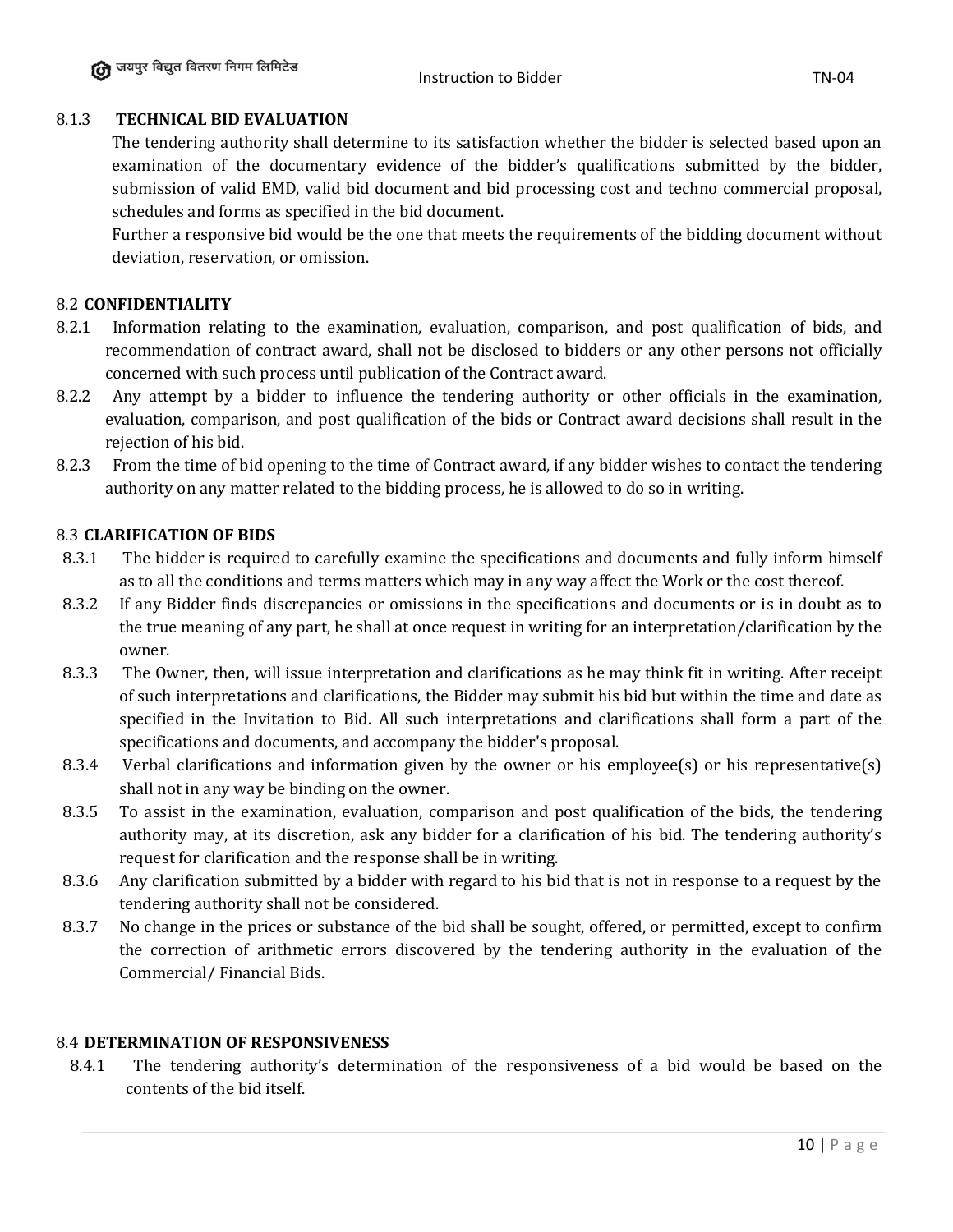#### 8.1.3 TECHNICAL BID EVALUATION

The tendering authority shall determine to its satisfaction whether the bidder is selected based upon an examination of the documentary evidence of the bidder's qualifications submitted by the bidder, submission of valid EMD, valid bid document and bid processing cost and techno commercial proposal, schedules and forms as specified in the bid document.

Further a responsive bid would be the one that meets the requirements of the bidding document without deviation, reservation, or omission.

### 8.2 CONFIDENTIALITY

8.2.1 Information relating to the examination, evaluation, comparison, and post qualification of bids, and recommendation of contract award, shall not be disclosed to bidders or any other persons not officially concerned with such process until publication of the Contract award.

8.2.2 Any attempt by a bidder to influence the tendering authority or other officials in the examination, evaluation, comparison, and post qualification of the bids or Contract award decisions shall result in the rejection of his bid.

8.2.3 From the time of bid opening to the time of Contract award, if any bidder wishes to contact the tendering authority on any matter related to the bidding process, he is allowed to do so in writing.

### 8.3 CLARIFICATION OF BIDS

8.3.1 The bidder is required to carefully examine the specifications and documents and fully inform himself as to all the conditions and terms matters which may in any way affect the Work or the cost thereof.

8.3.2 If any Bidder finds discrepancies or omissions in the specifications and documents or is in doubt as to the true meaning of any part, he shall at once request in writing for an interpretation/clarification by the owner.

8.3.3 The Owner, then, will issue interpretation and clarifications as he may think fit in writing. After receipt of such interpretations and clarifications, the Bidder may submit his bid but within the time and date as specified in the Invitation to Bid. All such interpretations and clarifications shall form a part of the specifications and documents, and accompany the bidder's proposal.

8.3.4 Verbal clarifications and information given by the owner or his employee(s) or his representative(s) shall not in any way be binding on the owner.

8.3.5 To assist in the examination, evaluation, comparison and post qualification of the bids, the tendering authority may, at its discretion, ask any bidder for a clarification of his bid. The tendering authority's request for clarification and the response shall be in writing.

8.3.6 Any clarification submitted by a bidder with regard to his bid that is not in response to a request by the tendering authority shall not be considered.

8.3.7 No change in the prices or substance of the bid shall be sought, offered, or permitted, except to confirm the correction of arithmetic errors discovered by the tendering authority in the evaluation of the Commercial/ Financial Bids.

### 8.4 DETERMINATION OF RESPONSIVENESS

8.4.1 The tendering authority's determination of the responsiveness of a bid would be based on the contents of the bid itself.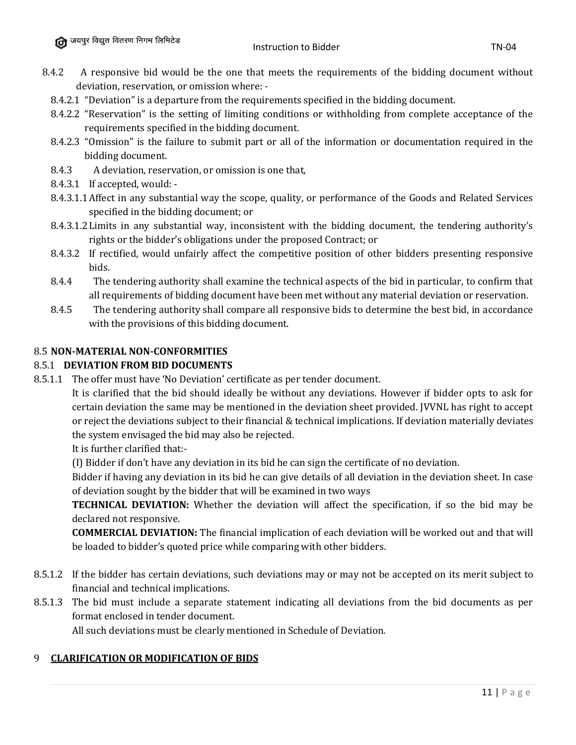8.4.2 A responsive bid would be the one that meets the requirements of the bidding document without deviation, reservation, or omission where: -

8.4.2.1 "Deviation" is a departure from the requirements specified in the bidding document.

8.4.2.2 "Reservation" is the setting of limiting conditions or withholding from complete acceptance of the requirements specified in the bidding document.

8.4.2.3 "Omission" is the failure to submit part or all of the information or documentation required in the bidding document.

8.4.3 A deviation, reservation, or omission is one that,

8.4.3.1 If accepted, would: -

8.4.3.1.1 Affect in any substantial way the scope, quality, or performance of the Goods and Related Services specified in the bidding document; or

8.4.3.1.2 Limits in any substantial way, inconsistent with the bidding document, the tendering authority's rights or the bidder's obligations under the proposed Contract; or

8.4.3.2 If rectified, would unfairly affect the competitive position of other bidders presenting responsive bids.

8.4.4 The tendering authority shall examine the technical aspects of the bid in particular, to confirm that all requirements of bidding document have been met without any material deviation or reservation.

8.4.5 The tendering authority shall compare all responsive bids to determine the best bid, in accordance with the provisions of this bidding document.

8.5 **NON-MATERIAL NON-CONFORMITIES**

8.5.1 **DEVIATION FROM BID DOCUMENTS**

8.5.1.1 The offer must have 'No Deviation' certificate as per tender document.

It is clarified that the bid should ideally be without any deviations. However if bidder opts to ask for certain deviation the same may be mentioned in the deviation sheet provided. JVVNL has right to accept or reject the deviations subject to their financial & technical implications. If deviation materially deviates the system envisaged the bid may also be rejected.

It is further clarified that:-

(I) Bidder if don't have any deviation in its bid he can sign the certificate of no deviation.

Bidder if having any deviation in its bid he can give details of all deviation in the deviation sheet. In case of deviation sought by the bidder that will be examined in two ways

**TECHNICAL DEVIATION:** Whether the deviation will affect the specification, if so the bid may be declared not responsive.

**COMMERCIAL DEVIATION:** The financial implication of each deviation will be worked out and that will be loaded to bidder's quoted price while comparing with other bidders.

8.5.1.2 If the bidder has certain deviations, such deviations may or may not be accepted on its merit subject to financial and technical implications.

8.5.1.3 The bid must include a separate statement indicating all deviations from the bid documents as per format enclosed in tender document.

All such deviations must be clearly mentioned in Schedule of Deviation.

9 **CLARIFICATION OR MODIFICATION OF BIDS**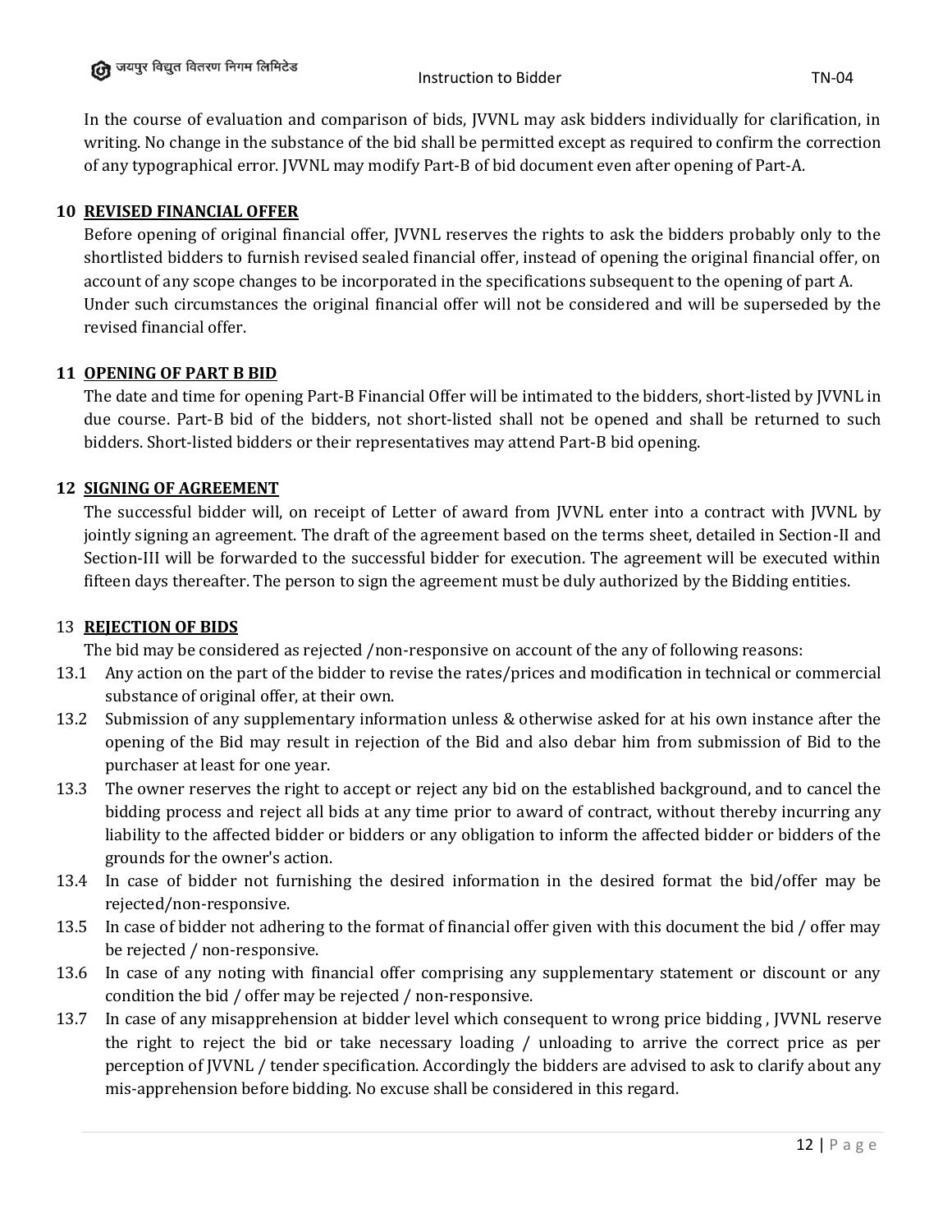In the course of evaluation and comparison of bids, JVVNL may ask bidders individually for clarification, in writing. No change in the substance of the bid shall be permitted except as required to confirm the correction of any typographical error. JVVNL may modify Part-B of bid document even after opening of Part-A.

## 10 REVISED FINANCIAL OFFER

Before opening of original financial offer, JVVNL reserves the rights to ask the bidders probably only to the shortlisted bidders to furnish revised sealed financial offer, instead of opening the original financial offer, on account of any scope changes to be incorporated in the specifications subsequent to the opening of part A. Under such circumstances the original financial offer will not be considered and will be superseded by the revised financial offer.

## 11 OPENING OF PART B BID

The date and time for opening Part-B Financial Offer will be intimated to the bidders, short-listed by JVVNL in due course. Part-B bid of the bidders, not short-listed shall not be opened and shall be returned to such bidders. Short-listed bidders or their representatives may attend Part-B bid opening.

## 12 SIGNING OF AGREEMENT

The successful bidder will, on receipt of Letter of award from JVVNL enter into a contract with JVVNL by jointly signing an agreement. The draft of the agreement based on the terms sheet, detailed in Section-II and Section-III will be forwarded to the successful bidder for execution. The agreement will be executed within fifteen days thereafter. The person to sign the agreement must be duly authorized by the Bidding entities.

## 13 REJECTION OF BIDS

The bid may be considered as rejected /non-responsive on account of the any of following reasons:

13.1 Any action on the part of the bidder to revise the rates/prices and modification in technical or commercial substance of original offer, at their own.

13.2 Submission of any supplementary information unless & otherwise asked for at his own instance after the opening of the Bid may result in rejection of the Bid and also debar him from submission of Bid to the purchaser at least for one year.

13.3 The owner reserves the right to accept or reject any bid on the established background, and to cancel the bidding process and reject all bids at any time prior to award of contract, without thereby incurring any liability to the affected bidder or bidders or any obligation to inform the affected bidder or bidders of the grounds for the owner's action.

13.4 In case of bidder not furnishing the desired information in the desired format the bid/offer may be rejected/non-responsive.

13.5 In case of bidder not adhering to the format of financial offer given with this document the bid / offer may be rejected / non-responsive.

13.6 In case of any noting with financial offer comprising any supplementary statement or discount or any condition the bid / offer may be rejected / non-responsive.

13.7 In case of any misapprehension at bidder level which consequent to wrong price bidding , JVVNL reserve the right to reject the bid or take necessary loading / unloading to arrive the correct price as per perception of JVVNL / tender specification. Accordingly the bidders are advised to ask to clarify about any mis-apprehension before bidding. No excuse shall be considered in this regard.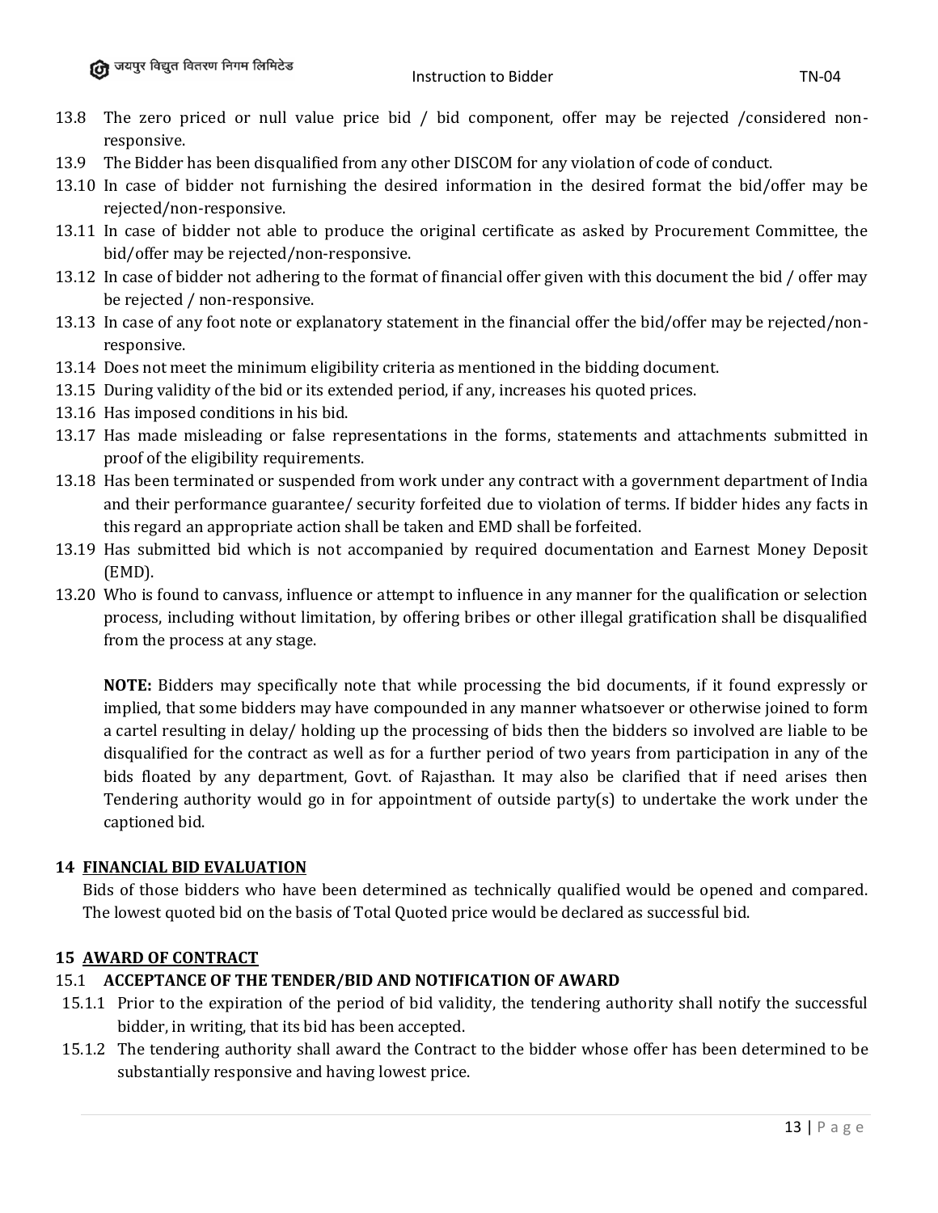13.8 The zero priced or null value price bid / bid component, offer may be rejected /considered non-responsive.

13.9 The Bidder has been disqualified from any other DISCOM for any violation of code of conduct.

13.10 In case of bidder not furnishing the desired information in the desired format the bid/offer may be rejected/non-responsive.

13.11 In case of bidder not able to produce the original certificate as asked by Procurement Committee, the bid/offer may be rejected/non-responsive.

13.12 In case of bidder not adhering to the format of financial offer given with this document the bid / offer may be rejected / non-responsive.

13.13 In case of any foot note or explanatory statement in the financial offer the bid/offer may be rejected/non-responsive.

13.14 Does not meet the minimum eligibility criteria as mentioned in the bidding document.

13.15 During validity of the bid or its extended period, if any, increases his quoted prices.

13.16 Has imposed conditions in his bid.

13.17 Has made misleading or false representations in the forms, statements and attachments submitted in proof of the eligibility requirements.

13.18 Has been terminated or suspended from work under any contract with a government department of India and their performance guarantee/ security forfeited due to violation of terms. If bidder hides any facts in this regard an appropriate action shall be taken and EMD shall be forfeited.

13.19 Has submitted bid which is not accompanied by required documentation and Earnest Money Deposit (EMD).

13.20 Who is found to canvass, influence or attempt to influence in any manner for the qualification or selection process, including without limitation, by offering bribes or other illegal gratification shall be disqualified from the process at any stage.

**NOTE:** Bidders may specifically note that while processing the bid documents, if it found expressly or implied, that some bidders may have compounded in any manner whatsoever or otherwise joined to form a cartel resulting in delay/ holding up the processing of bids then the bidders so involved are liable to be disqualified for the contract as well as for a further period of two years from participation in any of the bids floated by any department, Govt. of Rajasthan. It may also be clarified that if need arises then Tendering authority would go in for appointment of outside party(s) to undertake the work under the captioned bid.

## 14 <u>FINANCIAL BID EVALUATION</u>

Bids of those bidders who have been determined as technically qualified would be opened and compared. The lowest quoted bid on the basis of Total Quoted price would be declared as successful bid.

## 15 <u>AWARD OF CONTRACT</u>

### 15.1 ACCEPTANCE OF THE TENDER/BID AND NOTIFICATION OF AWARD

15.1.1 Prior to the expiration of the period of bid validity, the tendering authority shall notify the successful bidder, in writing, that its bid has been accepted.

15.1.2 The tendering authority shall award the Contract to the bidder whose offer has been determined to be substantially responsive and having lowest price.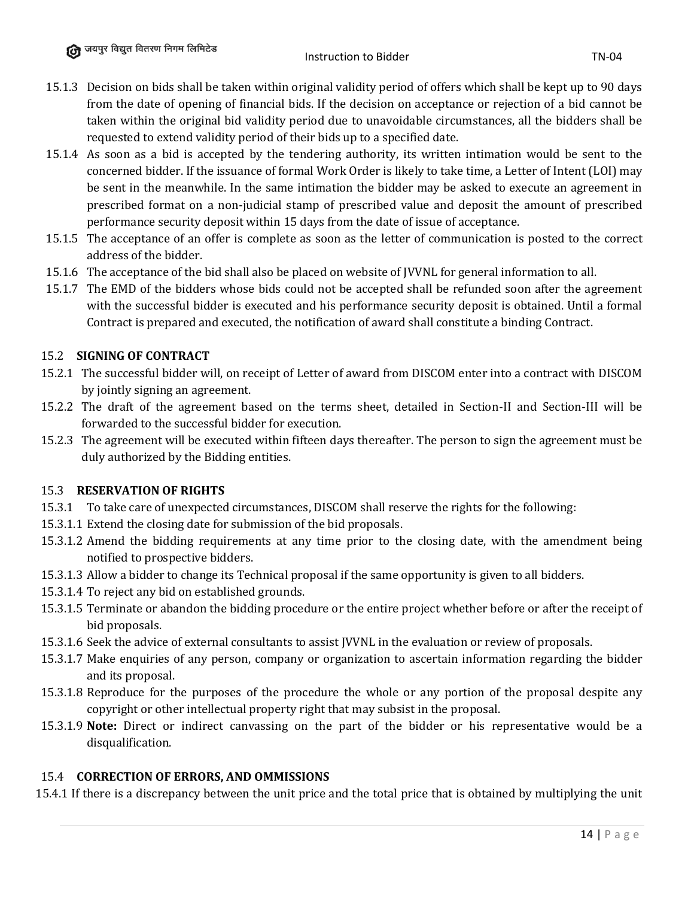15.1.3 Decision on bids shall be taken within original validity period of offers which shall be kept up to 90 days from the date of opening of financial bids. If the decision on acceptance or rejection of a bid cannot be taken within the original bid validity period due to unavoidable circumstances, all the bidders shall be requested to extend validity period of their bids up to a specified date.

15.1.4 As soon as a bid is accepted by the tendering authority, its written intimation would be sent to the concerned bidder. If the issuance of formal Work Order is likely to take time, a Letter of Intent (LOI) may be sent in the meanwhile. In the same intimation the bidder may be asked to execute an agreement in prescribed format on a non-judicial stamp of prescribed value and deposit the amount of prescribed performance security deposit within 15 days from the date of issue of acceptance.

15.1.5 The acceptance of an offer is complete as soon as the letter of communication is posted to the correct address of the bidder.

15.1.6 The acceptance of the bid shall also be placed on website of JVVNL for general information to all.

15.1.7 The EMD of the bidders whose bids could not be accepted shall be refunded soon after the agreement with the successful bidder is executed and his performance security deposit is obtained. Until a formal Contract is prepared and executed, the notification of award shall constitute a binding Contract.

## 15.2 SIGNING OF CONTRACT

15.2.1 The successful bidder will, on receipt of Letter of award from DISCOM enter into a contract with DISCOM by jointly signing an agreement.

15.2.2 The draft of the agreement based on the terms sheet, detailed in Section-II and Section-III will be forwarded to the successful bidder for execution.

15.2.3 The agreement will be executed within fifteen days thereafter. The person to sign the agreement must be duly authorized by the Bidding entities.

## 15.3 RESERVATION OF RIGHTS

15.3.1 To take care of unexpected circumstances, DISCOM shall reserve the rights for the following:

15.3.1.1 Extend the closing date for submission of the bid proposals.

15.3.1.2 Amend the bidding requirements at any time prior to the closing date, with the amendment being notified to prospective bidders.

15.3.1.3 Allow a bidder to change its Technical proposal if the same opportunity is given to all bidders.

15.3.1.4 To reject any bid on established grounds.

15.3.1.5 Terminate or abandon the bidding procedure or the entire project whether before or after the receipt of bid proposals.

15.3.1.6 Seek the advice of external consultants to assist JVVNL in the evaluation or review of proposals.

15.3.1.7 Make enquiries of any person, company or organization to ascertain information regarding the bidder and its proposal.

15.3.1.8 Reproduce for the purposes of the procedure the whole or any portion of the proposal despite any copyright or other intellectual property right that may subsist in the proposal.

15.3.1.9 **Note:** Direct or indirect canvassing on the part of the bidder or his representative would be a disqualification.

## 15.4 CORRECTION OF ERRORS, AND OMMISSIONS

15.4.1 If there is a discrepancy between the unit price and the total price that is obtained by multiplying the unit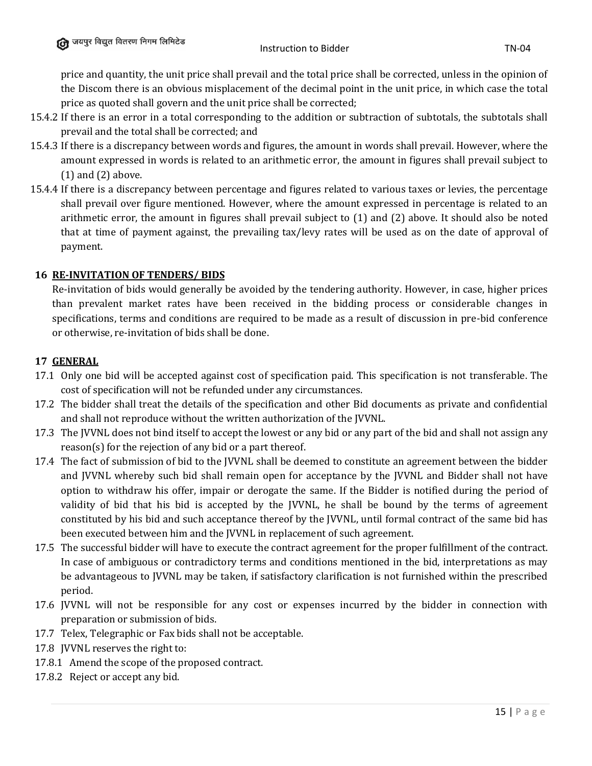price and quantity, the unit price shall prevail and the total price shall be corrected, unless in the opinion of the Discom there is an obvious misplacement of the decimal point in the unit price, in which case the total price as quoted shall govern and the unit price shall be corrected;

15.4.2 If there is an error in a total corresponding to the addition or subtraction of subtotals, the subtotals shall prevail and the total shall be corrected; and

15.4.3 If there is a discrepancy between words and figures, the amount in words shall prevail. However, where the amount expressed in words is related to an arithmetic error, the amount in figures shall prevail subject to (1) and (2) above.

15.4.4 If there is a discrepancy between percentage and figures related to various taxes or levies, the percentage shall prevail over figure mentioned. However, where the amount expressed in percentage is related to an arithmetic error, the amount in figures shall prevail subject to (1) and (2) above. It should also be noted that at time of payment against, the prevailing tax/levy rates will be used as on the date of approval of payment.

## 16 RE-INVITATION OF TENDERS/ BIDS

Re-invitation of bids would generally be avoided by the tendering authority. However, in case, higher prices than prevalent market rates have been received in the bidding process or considerable changes in specifications, terms and conditions are required to be made as a result of discussion in pre-bid conference or otherwise, re-invitation of bids shall be done.

## 17 GENERAL

17.1 Only one bid will be accepted against cost of specification paid. This specification is not transferable. The cost of specification will not be refunded under any circumstances.

17.2 The bidder shall treat the details of the specification and other Bid documents as private and confidential and shall not reproduce without the written authorization of the JVVNL.

17.3 The JVVNL does not bind itself to accept the lowest or any bid or any part of the bid and shall not assign any reason(s) for the rejection of any bid or a part thereof.

17.4 The fact of submission of bid to the JVVNL shall be deemed to constitute an agreement between the bidder and JVVNL whereby such bid shall remain open for acceptance by the JVVNL and Bidder shall not have option to withdraw his offer, impair or derogate the same. If the Bidder is notified during the period of validity of bid that his bid is accepted by the JVVNL, he shall be bound by the terms of agreement constituted by his bid and such acceptance thereof by the JVVNL, until formal contract of the same bid has been executed between him and the JVVNL in replacement of such agreement.

17.5 The successful bidder will have to execute the contract agreement for the proper fulfillment of the contract. In case of ambiguous or contradictory terms and conditions mentioned in the bid, interpretations as may be advantageous to JVVNL may be taken, if satisfactory clarification is not furnished within the prescribed period.

17.6 JVVNL will not be responsible for any cost or expenses incurred by the bidder in connection with preparation or submission of bids.

17.7 Telex, Telegraphic or Fax bids shall not be acceptable.

17.8 JVVNL reserves the right to:

17.8.1 Amend the scope of the proposed contract.

17.8.2 Reject or accept any bid.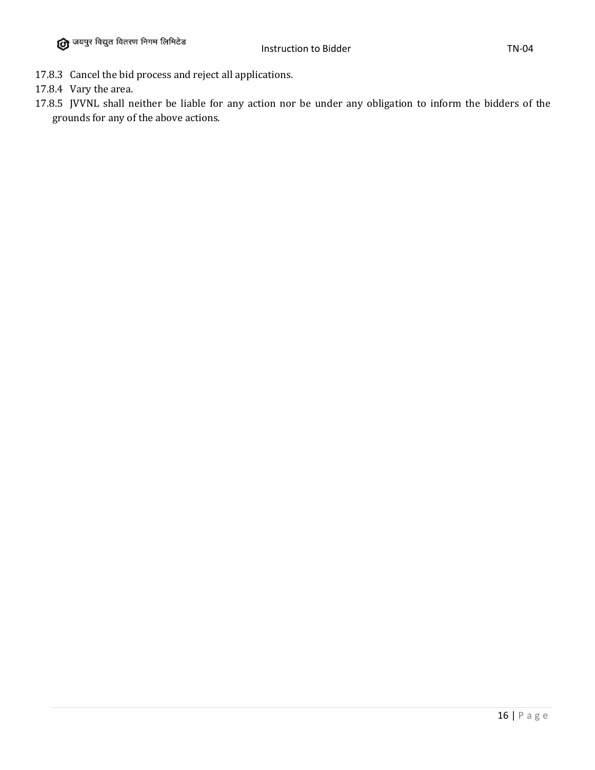17.8.3 Cancel the bid process and reject all applications.

17.8.4 Vary the area.

17.8.5 JVVNL shall neither be liable for any action nor be under any obligation to inform the bidders of the grounds for any of the above actions.